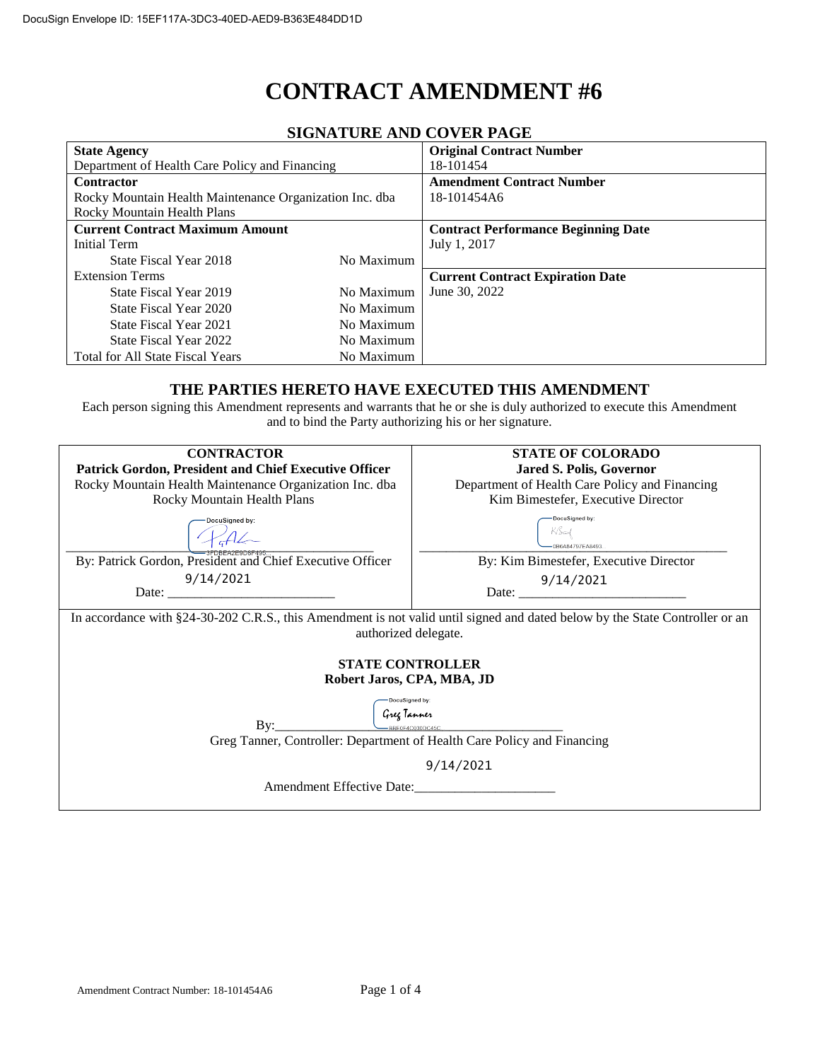DocuSign Envelope ID: 15EF117A-3DC3-40ED-AED9-B363E484DD1D

# CONTRACT AMENDMENT #6

## SIGNATURE AND COVER PAGE

| State Agency | | Original Contract Number |
|---|---|---|
| Department of Health Care Policy and Financing | | 18-101454 |
| **Contractor** | | **Amendment Contract Number** |
| Rocky Mountain Health Maintenance Organization Inc. dba Rocky Mountain Health Plans | | 18-101454A6 |
| **Current Contract Maximum Amount** | | **Contract Performance Beginning Date** |
| Initial Term | | July 1, 2017 |
| State Fiscal Year 2018 | No Maximum | |
| Extension Terms | | **Current Contract Expiration Date** |
| State Fiscal Year 2019 | No Maximum | June 30, 2022 |
| State Fiscal Year 2020 | No Maximum | |
| State Fiscal Year 2021 | No Maximum | |
| State Fiscal Year 2022 | No Maximum | |
| Total for All State Fiscal Years | No Maximum | |

## THE PARTIES HERETO HAVE EXECUTED THIS AMENDMENT

Each person signing this Amendment represents and warrants that he or she is duly authorized to execute this Amendment and to bind the Party authorizing his or her signature.

| CONTRACTOR | STATE OF COLORADO |
|---|---|
| **Patrick Gordon, President and Chief Executive Officer** | **Jared S. Polis, Governor** |
| Rocky Mountain Health Maintenance Organization Inc. dba Rocky Mountain Health Plans | Department of Health Care Policy and Financing<br>Kim Bimestefer, Executive Director |
| DocuSigned by: [signature] 3FDBEA2E9C8F495 | DocuSigned by: [signature] 0B6A84797EA8493 |
| By: Patrick Gordon, President and Chief Executive Officer | By: Kim Bimestefer, Executive Director |
| Date: 9/14/2021 | Date: 9/14/2021 |

In accordance with §24-30-202 C.R.S., this Amendment is not valid until signed and dated below by the State Controller or an authorized delegate.

**STATE CONTROLLER**
**Robert Jaros, CPA, MBA, JD**

By: DocuSigned by: Greg Tanner B8E0F4C030DC45C

Greg Tanner, Controller: Department of Health Care Policy and Financing

Amendment Effective Date: 9/14/2021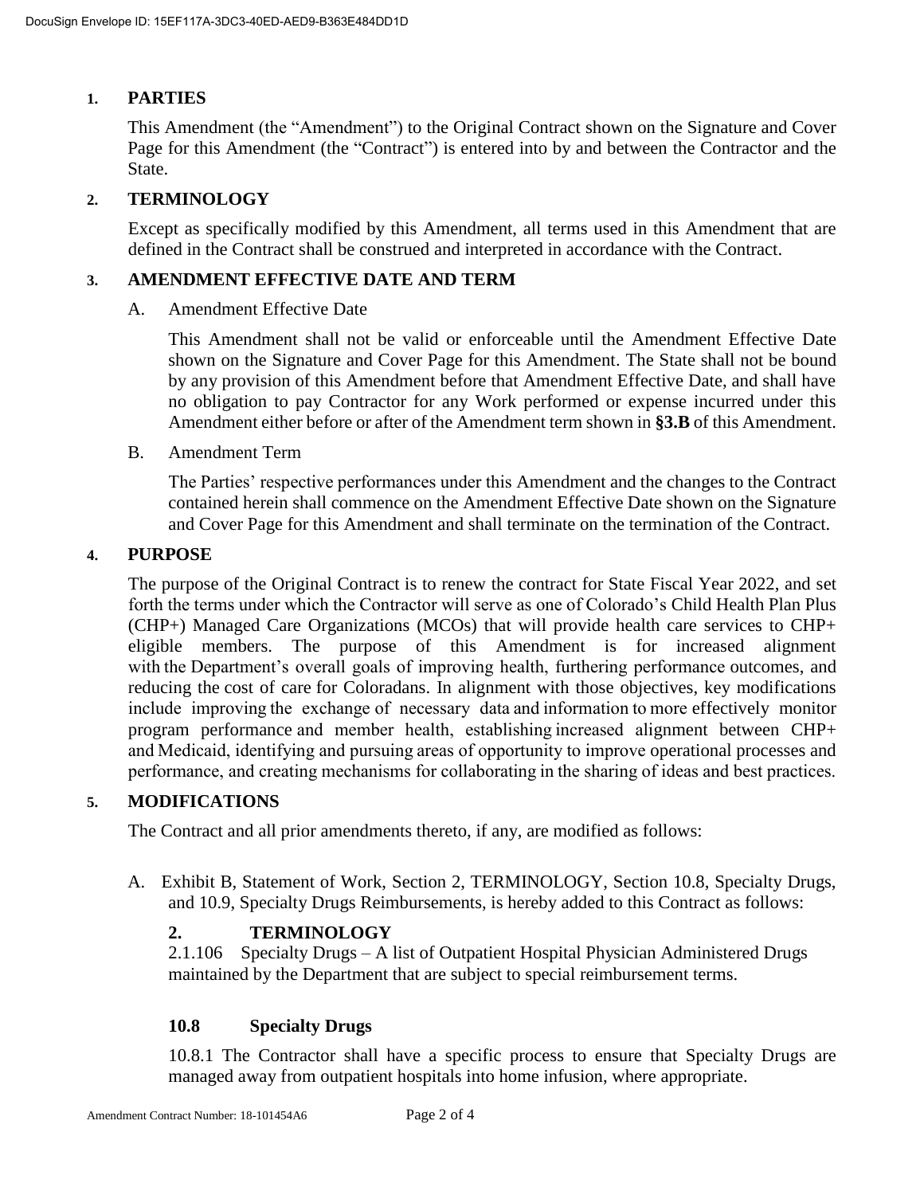## 1. PARTIES

This Amendment (the "Amendment") to the Original Contract shown on the Signature and Cover Page for this Amendment (the "Contract") is entered into by and between the Contractor and the State.

## 2. TERMINOLOGY

Except as specifically modified by this Amendment, all terms used in this Amendment that are defined in the Contract shall be construed and interpreted in accordance with the Contract.

## 3. AMENDMENT EFFECTIVE DATE AND TERM

A. Amendment Effective Date

This Amendment shall not be valid or enforceable until the Amendment Effective Date shown on the Signature and Cover Page for this Amendment. The State shall not be bound by any provision of this Amendment before that Amendment Effective Date, and shall have no obligation to pay Contractor for any Work performed or expense incurred under this Amendment either before or after of the Amendment term shown in **§3.B** of this Amendment.

B. Amendment Term

The Parties' respective performances under this Amendment and the changes to the Contract contained herein shall commence on the Amendment Effective Date shown on the Signature and Cover Page for this Amendment and shall terminate on the termination of the Contract.

## 4. PURPOSE

The purpose of the Original Contract is to renew the contract for State Fiscal Year 2022, and set forth the terms under which the Contractor will serve as one of Colorado's Child Health Plan Plus (CHP+) Managed Care Organizations (MCOs) that will provide health care services to CHP+ eligible members. The purpose of this Amendment is for increased alignment with the Department's overall goals of improving health, furthering performance outcomes, and reducing the cost of care for Coloradans. In alignment with those objectives, key modifications include improving the exchange of necessary data and information to more effectively monitor program performance and member health, establishing increased alignment between CHP+ and Medicaid, identifying and pursuing areas of opportunity to improve operational processes and performance, and creating mechanisms for collaborating in the sharing of ideas and best practices.

## 5. MODIFICATIONS

The Contract and all prior amendments thereto, if any, are modified as follows:

A. Exhibit B, Statement of Work, Section 2, TERMINOLOGY, Section 10.8, Specialty Drugs, and 10.9, Specialty Drugs Reimbursements, is hereby added to this Contract as follows:

**2. TERMINOLOGY**

2.1.106 Specialty Drugs – A list of Outpatient Hospital Physician Administered Drugs maintained by the Department that are subject to special reimbursement terms.

**10.8 Specialty Drugs**

10.8.1 The Contractor shall have a specific process to ensure that Specialty Drugs are managed away from outpatient hospitals into home infusion, where appropriate.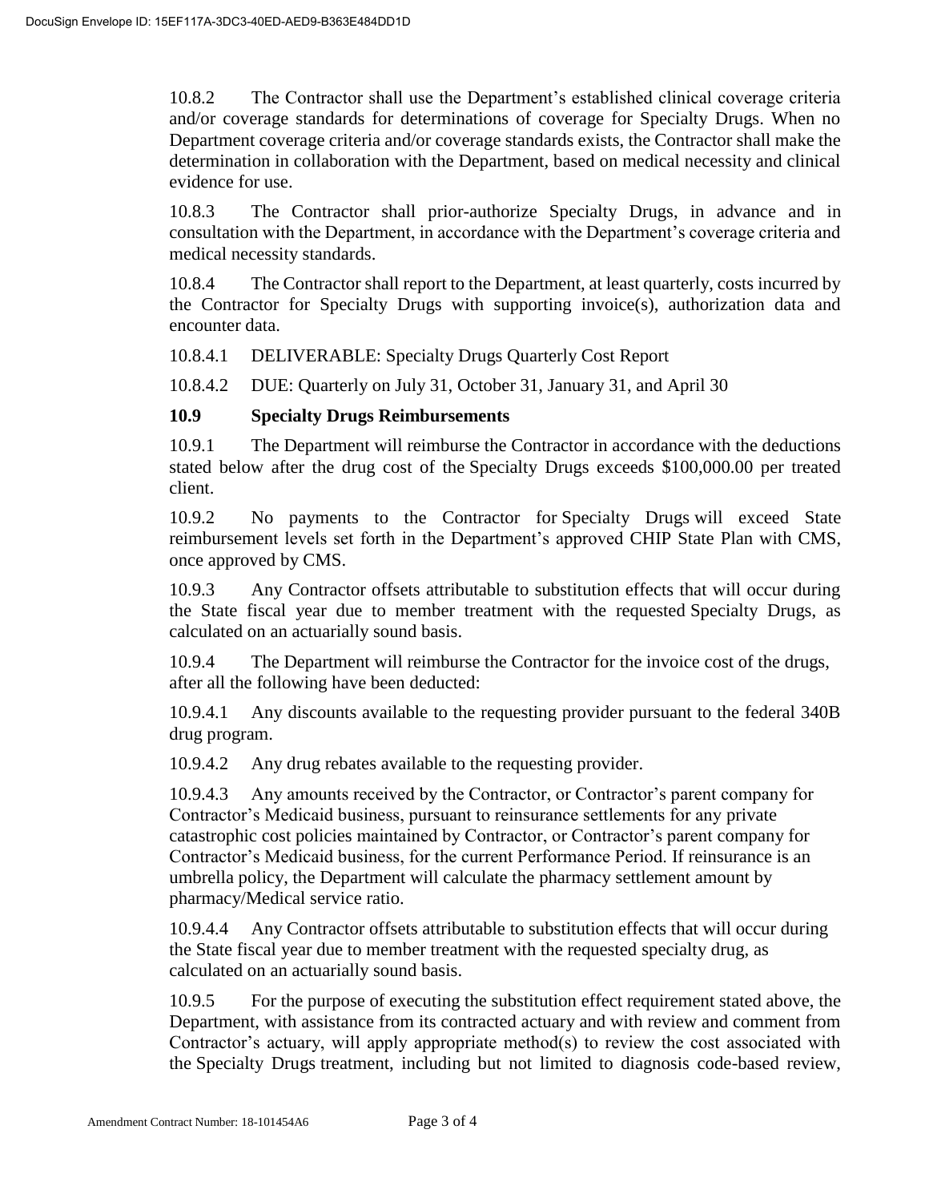10.8.2 The Contractor shall use the Department's established clinical coverage criteria and/or coverage standards for determinations of coverage for Specialty Drugs. When no Department coverage criteria and/or coverage standards exists, the Contractor shall make the determination in collaboration with the Department, based on medical necessity and clinical evidence for use.

10.8.3 The Contractor shall prior-authorize Specialty Drugs, in advance and in consultation with the Department, in accordance with the Department's coverage criteria and medical necessity standards.

10.8.4 The Contractor shall report to the Department, at least quarterly, costs incurred by the Contractor for Specialty Drugs with supporting invoice(s), authorization data and encounter data.

10.8.4.1 DELIVERABLE: Specialty Drugs Quarterly Cost Report

10.8.4.2 DUE: Quarterly on July 31, October 31, January 31, and April 30

**10.9 Specialty Drugs Reimbursements**

10.9.1 The Department will reimburse the Contractor in accordance with the deductions stated below after the drug cost of the Specialty Drugs exceeds $100,000.00 per treated client.

10.9.2 No payments to the Contractor for Specialty Drugs will exceed State reimbursement levels set forth in the Department's approved CHIP State Plan with CMS, once approved by CMS.

10.9.3 Any Contractor offsets attributable to substitution effects that will occur during the State fiscal year due to member treatment with the requested Specialty Drugs, as calculated on an actuarially sound basis.

10.9.4 The Department will reimburse the Contractor for the invoice cost of the drugs, after all the following have been deducted:

10.9.4.1 Any discounts available to the requesting provider pursuant to the federal 340B drug program.

10.9.4.2 Any drug rebates available to the requesting provider.

10.9.4.3 Any amounts received by the Contractor, or Contractor's parent company for Contractor's Medicaid business, pursuant to reinsurance settlements for any private catastrophic cost policies maintained by Contractor, or Contractor's parent company for Contractor's Medicaid business, for the current Performance Period. If reinsurance is an umbrella policy, the Department will calculate the pharmacy settlement amount by pharmacy/Medical service ratio.

10.9.4.4 Any Contractor offsets attributable to substitution effects that will occur during the State fiscal year due to member treatment with the requested specialty drug, as calculated on an actuarially sound basis.

10.9.5 For the purpose of executing the substitution effect requirement stated above, the Department, with assistance from its contracted actuary and with review and comment from Contractor's actuary, will apply appropriate method(s) to review the cost associated with the Specialty Drugs treatment, including but not limited to diagnosis code-based review,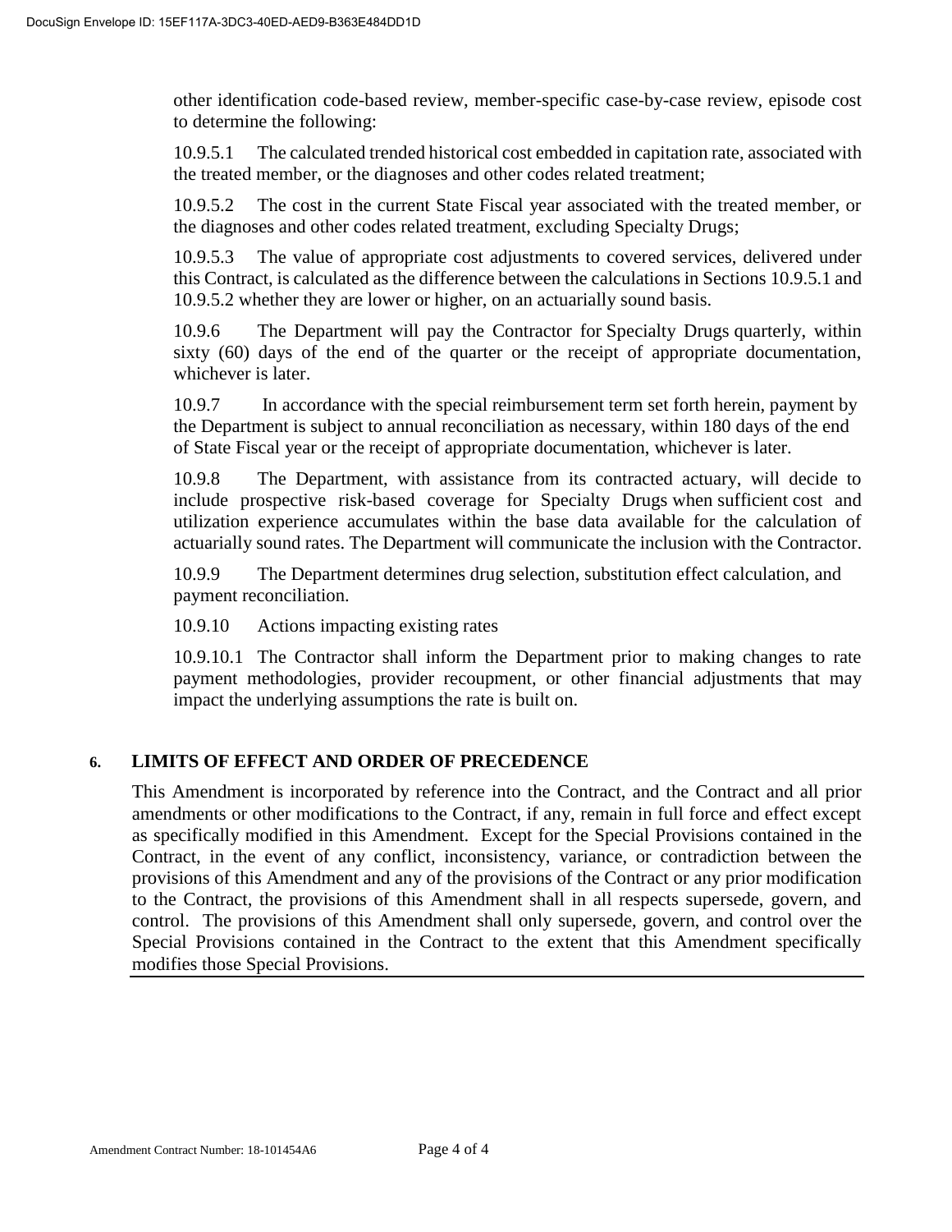other identification code-based review, member-specific case-by-case review, episode cost to determine the following:

10.9.5.1 The calculated trended historical cost embedded in capitation rate, associated with the treated member, or the diagnoses and other codes related treatment;

10.9.5.2 The cost in the current State Fiscal year associated with the treated member, or the diagnoses and other codes related treatment, excluding Specialty Drugs;

10.9.5.3 The value of appropriate cost adjustments to covered services, delivered under this Contract, is calculated as the difference between the calculations in Sections 10.9.5.1 and 10.9.5.2 whether they are lower or higher, on an actuarially sound basis.

10.9.6 The Department will pay the Contractor for Specialty Drugs quarterly, within sixty (60) days of the end of the quarter or the receipt of appropriate documentation, whichever is later.

10.9.7 In accordance with the special reimbursement term set forth herein, payment by the Department is subject to annual reconciliation as necessary, within 180 days of the end of State Fiscal year or the receipt of appropriate documentation, whichever is later.

10.9.8 The Department, with assistance from its contracted actuary, will decide to include prospective risk-based coverage for Specialty Drugs when sufficient cost and utilization experience accumulates within the base data available for the calculation of actuarially sound rates. The Department will communicate the inclusion with the Contractor.

10.9.9 The Department determines drug selection, substitution effect calculation, and payment reconciliation.

10.9.10 Actions impacting existing rates

10.9.10.1 The Contractor shall inform the Department prior to making changes to rate payment methodologies, provider recoupment, or other financial adjustments that may impact the underlying assumptions the rate is built on.

## 6. LIMITS OF EFFECT AND ORDER OF PRECEDENCE

This Amendment is incorporated by reference into the Contract, and the Contract and all prior amendments or other modifications to the Contract, if any, remain in full force and effect except as specifically modified in this Amendment. Except for the Special Provisions contained in the Contract, in the event of any conflict, inconsistency, variance, or contradiction between the provisions of this Amendment and any of the provisions of the Contract or any prior modification to the Contract, the provisions of this Amendment shall in all respects supersede, govern, and control. The provisions of this Amendment shall only supersede, govern, and control over the Special Provisions contained in the Contract to the extent that this Amendment specifically modifies those Special Provisions.